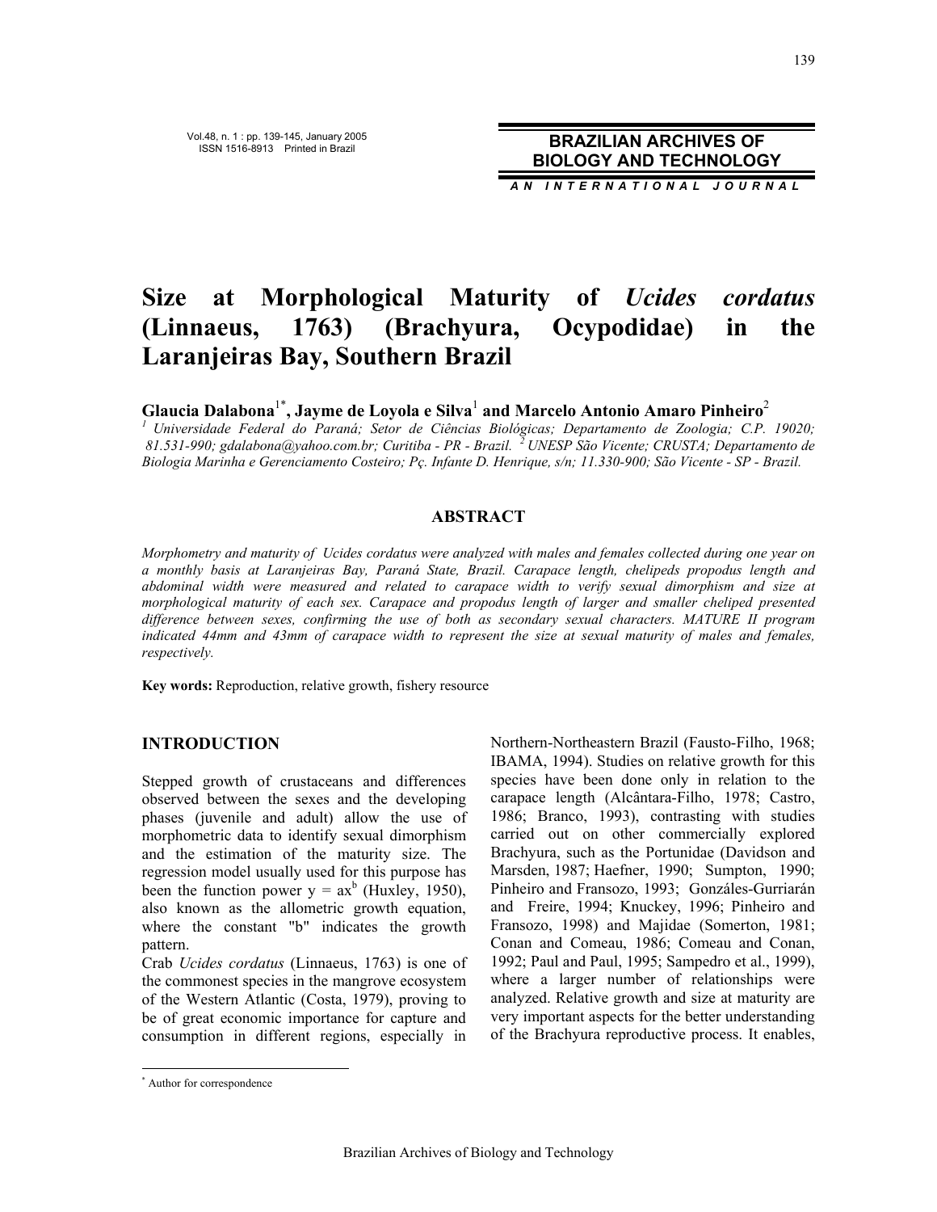**BRAZILIAN ARCHIVES OF BIOLOGY AND TECHNOLOGY**

*AN INTERNATIONAL JOURNAL*

# Size at Morphological Maturity of *Ucides cordatus* (Linnaeus, 1763) (Brachyura, Ocypodidae) in the Laranjeiras Bay, Southern Brazil

**Glaucia Dalabona[1*], Jayme de Loyola e Silva[1] and Marcelo Antonio Amaro Pinheiro[2]**

*[1] Universidade Federal do Paraná; Setor de Ciências Biológicas; Departamento de Zoologia; C.P. 19020; 81.531-990; gdalabona@yahoo.com.br; Curitiba - PR - Brazil. [2] UNESP São Vicente; CRUSTA; Departamento de Biologia Marinha e Gerenciamento Costeiro; Pç. Infante D. Henrique, s/n; 11.330-900; São Vicente - SP - Brazil.*

## ABSTRACT

*Morphometry and maturity of Ucides cordatus were analyzed with males and females collected during one year on a monthly basis at Laranjeiras Bay, Paraná State, Brazil. Carapace length, chelipeds propodus length and abdominal width were measured and related to carapace width to verify sexual dimorphism and size at morphological maturity of each sex. Carapace and propodus length of larger and smaller cheliped presented difference between sexes, confirming the use of both as secondary sexual characters. MATURE II program indicated 44mm and 43mm of carapace width to represent the size at sexual maturity of males and females, respectively.*

**Key words:** Reproduction, relative growth, fishery resource

## INTRODUCTION

Stepped growth of crustaceans and differences observed between the sexes and the developing phases (juvenile and adult) allow the use of morphometric data to identify sexual dimorphism and the estimation of the maturity size. The regression model usually used for this purpose has been the function power $y = ax^b$ (Huxley, 1950), also known as the allometric growth equation, where the constant "b" indicates the growth pattern.

Crab *Ucides cordatus* (Linnaeus, 1763) is one of the commonest species in the mangrove ecosystem of the Western Atlantic (Costa, 1979), proving to be of great economic importance for capture and consumption in different regions, especially in Northern-Northeastern Brazil (Fausto-Filho, 1968; IBAMA, 1994). Studies on relative growth for this species have been done only in relation to the carapace length (Alcântara-Filho, 1978; Castro, 1986; Branco, 1993), contrasting with studies carried out on other commercially explored Brachyura, such as the Portunidae (Davidson and Marsden, 1987; Haefner, 1990; Sumpton, 1990; Pinheiro and Fransozo, 1993; Gonzáles-Gurriarán and Freire, 1994; Knuckey, 1996; Pinheiro and Fransozo, 1998) and Majidae (Somerton, 1981; Conan and Comeau, 1986; Comeau and Conan, 1992; Paul and Paul, 1995; Sampedro et al., 1999), where a larger number of relationships were analyzed. Relative growth and size at maturity are very important aspects for the better understanding of the Brachyura reproductive process. It enables,

[*] Author for correspondence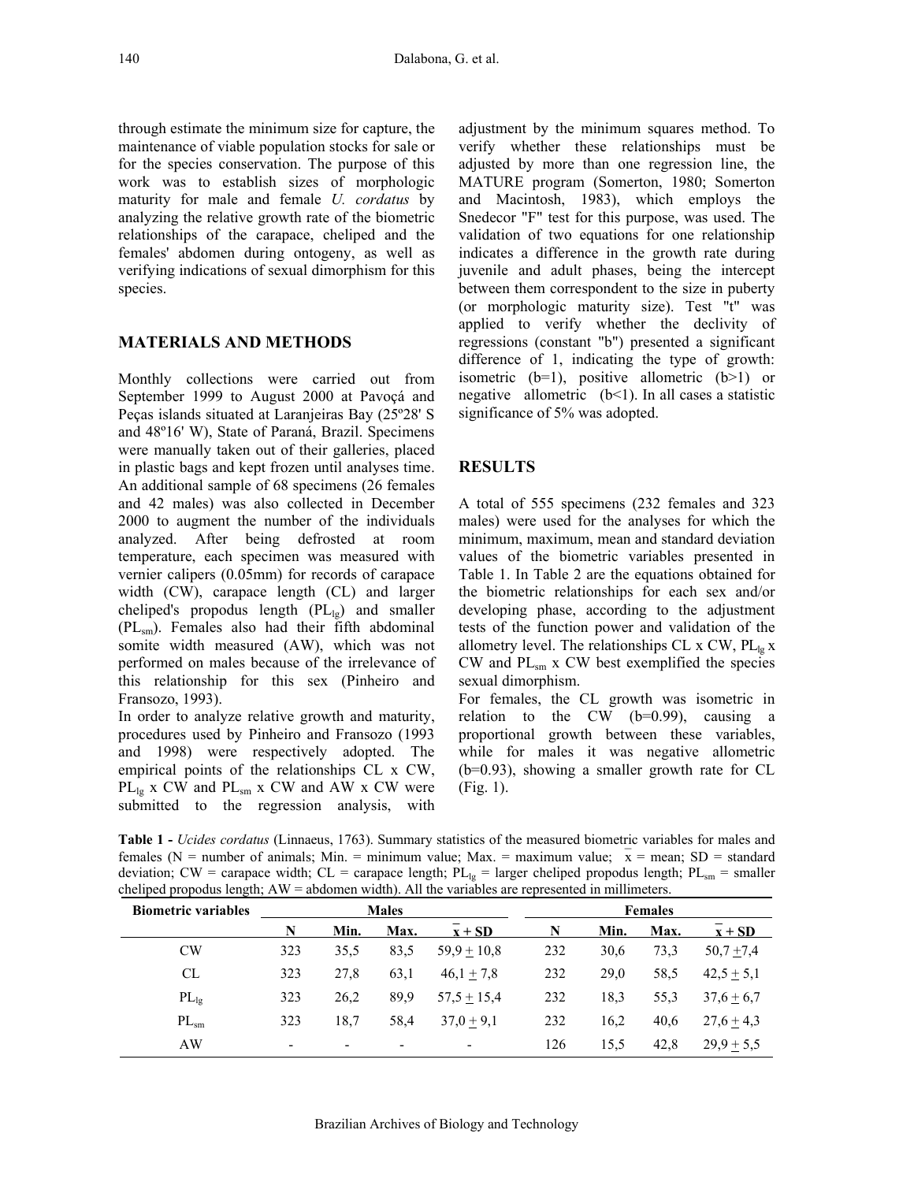through estimate the minimum size for capture, the maintenance of viable population stocks for sale or for the species conservation. The purpose of this work was to establish sizes of morphologic maturity for male and female *U. cordatus* by analyzing the relative growth rate of the biometric relationships of the carapace, cheliped and the females' abdomen during ontogeny, as well as verifying indications of sexual dimorphism for this species.

## MATERIALS AND METHODS

Monthly collections were carried out from September 1999 to August 2000 at Pavoçá and Peças islands situated at Laranjeiras Bay (25º28' S and 48º16' W), State of Paraná, Brazil. Specimens were manually taken out of their galleries, placed in plastic bags and kept frozen until analyses time. An additional sample of 68 specimens (26 females and 42 males) was also collected in December 2000 to augment the number of the individuals analyzed. After being defrosted at room temperature, each specimen was measured with vernier calipers (0.05mm) for records of carapace width (CW), carapace length (CL) and larger cheliped's propodus length ($PL_{lg}$) and smaller ($PL_{sm}$). Females also had their fifth abdominal somite width measured (AW), which was not performed on males because of the irrelevance of this relationship for this sex (Pinheiro and Fransozo, 1993).

In order to analyze relative growth and maturity, procedures used by Pinheiro and Fransozo (1993 and 1998) were respectively adopted. The empirical points of the relationships CL x CW, $PL_{lg}$ x CW and $PL_{sm}$ x CW and AW x CW were submitted to the regression analysis, with adjustment by the minimum squares method. To verify whether these relationships must be adjusted by more than one regression line, the MATURE program (Somerton, 1980; Somerton and Macintosh, 1983), which employs the Snedecor "F" test for this purpose, was used. The validation of two equations for one relationship indicates a difference in the growth rate during juvenile and adult phases, being the intercept between them correspondent to the size in puberty (or morphologic maturity size). Test "t" was applied to verify whether the declivity of regressions (constant "b") presented a significant difference of 1, indicating the type of growth: isometric (b=1), positive allometric (b>1) or negative allometric (b<1). In all cases a statistic significance of 5% was adopted.

## RESULTS

A total of 555 specimens (232 females and 323 males) were used for the analyses for which the minimum, maximum, mean and standard deviation values of the biometric variables presented in Table 1. In Table 2 are the equations obtained for the biometric relationships for each sex and/or developing phase, according to the adjustment tests of the function power and validation of the allometry level. The relationships CL x CW, $PL_{lg}$ x CW and $PL_{sm}$ x CW best exemplified the species sexual dimorphism.

For females, the CL growth was isometric in relation to the CW (b=0.99), causing a proportional growth between these variables, while for males it was negative allometric (b=0.93), showing a smaller growth rate for CL (Fig. 1).

**Table 1 -** *Ucides cordatus* (Linnaeus, 1763). Summary statistics of the measured biometric variables for males and females (N = number of animals; Min. = minimum value; Max. = maximum value; $\bar{x}$ = mean; SD = standard deviation; CW = carapace width; CL = carapace length; $PL_{lg}$ = larger cheliped propodus length; $PL_{sm}$ = smaller cheliped propodus length; AW = abdomen width). All the variables are represented in millimeters.

| Biometric variables | Males | | | | Females | | | |
|---|---|---|---|---|---|---|---|---|
| | N | Min. | Max. | $\bar{x} \pm$ SD | N | Min. | Max. | $\bar{x} \pm$ SD |
| CW | 323 | 35,5 | 83,5 | 59,9 ± 10,8 | 232 | 30,6 | 73,3 | 50,7 ± 7,4 |
| CL | 323 | 27,8 | 63,1 | 46,1 ± 7,8 | 232 | 29,0 | 58,5 | 42,5 ± 5,1 |
| $PL_{lg}$ | 323 | 26,2 | 89,9 | 57,5 ± 15,4 | 232 | 18,3 | 55,3 | 37,6 ± 6,7 |
| $PL_{sm}$ | 323 | 18,7 | 58,4 | 37,0 ± 9,1 | 232 | 16,2 | 40,6 | 27,6 ± 4,3 |
| AW | - | - | - | - | 126 | 15,5 | 42,8 | 29,9 ± 5,5 |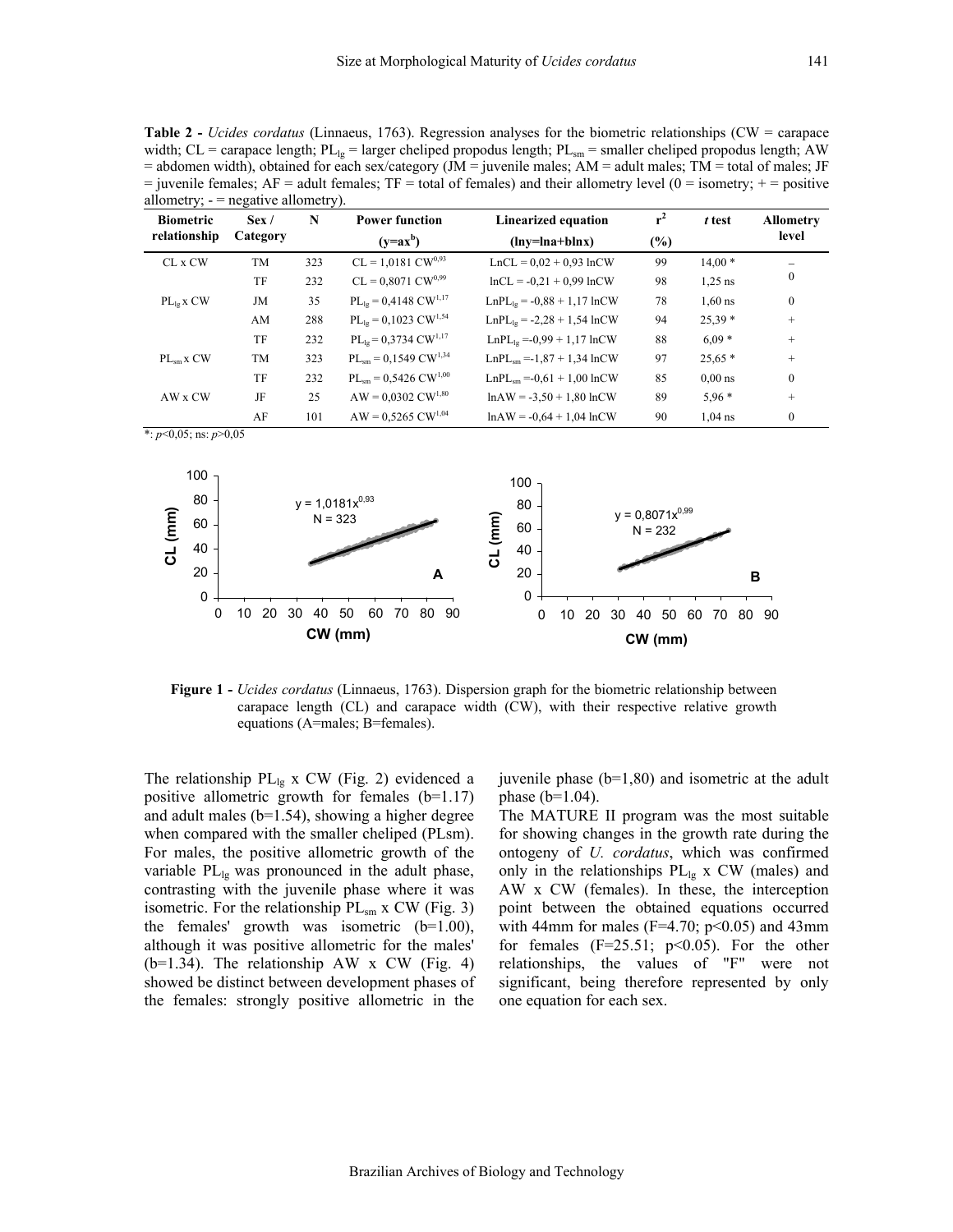**Table 2 -** *Ucides cordatus* (Linnaeus, 1763). Regression analyses for the biometric relationships (CW = carapace width; CL = carapace length; $PL_{lg}$ = larger cheliped propodus length; $PL_{sm}$ = smaller cheliped propodus length; AW = abdomen width), obtained for each sex/category (JM = juvenile males; AM = adult males; TM = total of males; JF = juvenile females; AF = adult females; TF = total of females) and their allometry level (0 = isometry; + = positive allometry; - = negative allometry).

| Biometric relationship | Sex / Category | N | Power function ($y=ax^b$) | Linearized equation ($\ln y=\ln a+b\ln x$) | $r^2$ (%) | *t* test | Allometry level |
|---|---|---|---|---|---|---|---|
| CL x CW | TM | 323 | $CL = 1{,}0181\ CW^{0{,}93}$ | $\ln CL = 0{,}02 + 0{,}93 \ln CW$ | 99 | 14,00 * | – |
| | TF | 232 | $CL = 0{,}8071\ CW^{0{,}99}$ | $\ln CL = -0{,}21 + 0{,}99 \ln CW$ | 98 | 1,25 ns | 0 |
| $PL_{lg}$ x CW | JM | 35 | $PL_{lg} = 0{,}4148\ CW^{1{,}17}$ | $\ln PL_{lg} = -0{,}88 + 1{,}17 \ln CW$ | 78 | 1,60 ns | 0 |
| | AM | 288 | $PL_{lg} = 0{,}1023\ CW^{1{,}54}$ | $\ln PL_{lg} = -2{,}28 + 1{,}54 \ln CW$ | 94 | 25,39 * | + |
| | TF | 232 | $PL_{lg} = 0{,}3734\ CW^{1{,}17}$ | $\ln PL_{lg} = -0{,}99 + 1{,}17 \ln CW$ | 88 | 6,09 * | + |
| $PL_{sm}$ x CW | TM | 323 | $PL_{sm} = 0{,}1549\ CW^{1{,}34}$ | $\ln PL_{sm} = -1{,}87 + 1{,}34 \ln CW$ | 97 | 25,65 * | + |
| | TF | 232 | $PL_{sm} = 0{,}5426\ CW^{1{,}00}$ | $\ln PL_{sm} = -0{,}61 + 1{,}00 \ln CW$ | 85 | 0,00 ns | 0 |
| AW x CW | JF | 25 | $AW = 0{,}0302\ CW^{1{,}80}$ | $\ln AW = -3{,}50 + 1{,}80 \ln CW$ | 89 | 5,96 * | + |
| | AF | 101 | $AW = 0{,}5265\ CW^{1{,}04}$ | $\ln AW = -0{,}64 + 1{,}04 \ln CW$ | 90 | 1,04 ns | 0 |

*: $p<0{,}05$; ns: $p>0{,}05$

**Figure 1 -** *Ucides cordatus* (Linnaeus, 1763). Dispersion graph for the biometric relationship between carapace length (CL) and carapace width (CW), with their respective relative growth equations (A=males; B=females).

The relationship $PL_{lg}$ x CW (Fig. 2) evidenced a positive allometric growth for females (b=1.17) and adult males (b=1.54), showing a higher degree when compared with the smaller cheliped (PLsm). For males, the positive allometric growth of the variable $PL_{lg}$ was pronounced in the adult phase, contrasting with the juvenile phase where it was isometric. For the relationship $PL_{sm}$ x CW (Fig. 3) the females' growth was isometric (b=1.00), although it was positive allometric for the males' (b=1.34). The relationship AW x CW (Fig. 4) showed be distinct between development phases of the females: strongly positive allometric in the juvenile phase (b=1,80) and isometric at the adult phase (b=1.04).

The MATURE II program was the most suitable for showing changes in the growth rate during the ontogeny of *U. cordatus*, which was confirmed only in the relationships $PL_{lg}$ x CW (males) and AW x CW (females). In these, the interception point between the obtained equations occurred with 44mm for males ($F=4.70$; $p<0.05$) and 43mm for females ($F=25.51$; $p<0.05$). For the other relationships, the values of "F" were not significant, being therefore represented by only one equation for each sex.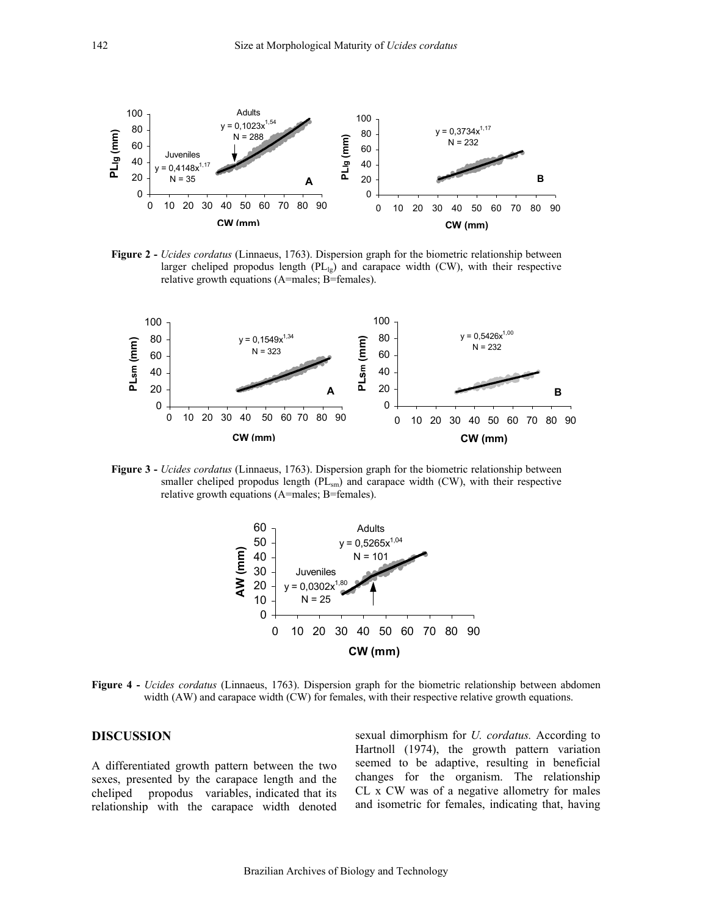**Figure 2 -** *Ucides cordatus* (Linnaeus, 1763). Dispersion graph for the biometric relationship between larger cheliped propodus length ($PL_{lg}$) and carapace width (CW), with their respective relative growth equations (A=males; B=females).

**Figure 3 -** *Ucides cordatus* (Linnaeus, 1763). Dispersion graph for the biometric relationship between smaller cheliped propodus length ($PL_{sm}$) and carapace width (CW), with their respective relative growth equations (A=males; B=females).

**Figure 4 -** *Ucides cordatus* (Linnaeus, 1763). Dispersion graph for the biometric relationship between abdomen width (AW) and carapace width (CW) for females, with their respective relative growth equations.

## DISCUSSION

A differentiated growth pattern between the two sexes, presented by the carapace length and the cheliped propodus variables, indicated that its relationship with the carapace width denoted sexual dimorphism for *U. cordatus.* According to Hartnoll (1974), the growth pattern variation seemed to be adaptive, resulting in beneficial changes for the organism. The relationship CL x CW was of a negative allometry for males and isometric for females, indicating that, having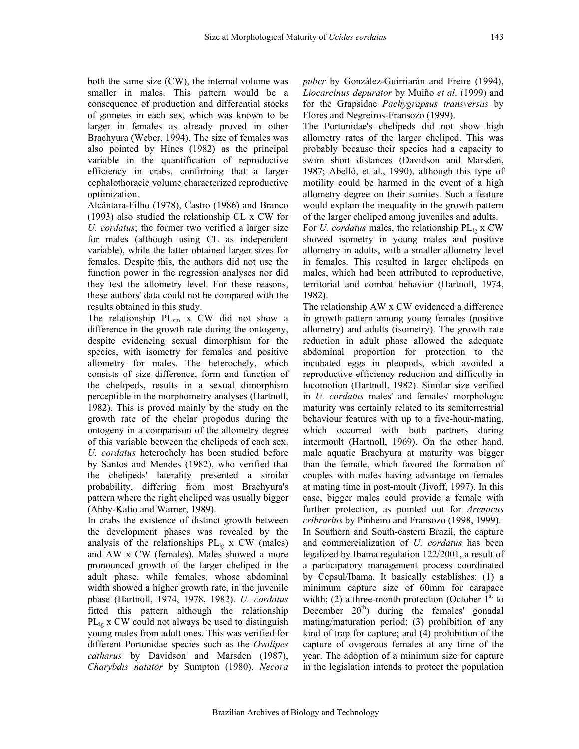both the same size (CW), the internal volume was smaller in males. This pattern would be a consequence of production and differential stocks of gametes in each sex, which was known to be larger in females as already proved in other Brachyura (Weber, 1994). The size of females was also pointed by Hines (1982) as the principal variable in the quantification of reproductive efficiency in crabs, confirming that a larger cephalothoracic volume characterized reproductive optimization.

Alcântara-Filho (1978), Castro (1986) and Branco (1993) also studied the relationship CL x CW for *U. cordatus*; the former two verified a larger size for males (although using CL as independent variable), while the latter obtained larger sizes for females. Despite this, the authors did not use the function power in the regression analyses nor did they test the allometry level. For these reasons, these authors' data could not be compared with the results obtained in this study.

The relationship $PL_{sm}$ x CW did not show a difference in the growth rate during the ontogeny, despite evidencing sexual dimorphism for the species, with isometry for females and positive allometry for males. The heterochely, which consists of size difference, form and function of the chelipeds, results in a sexual dimorphism perceptible in the morphometry analyses (Hartnoll, 1982). This is proved mainly by the study on the growth rate of the chelar propodus during the ontogeny in a comparison of the allometry degree of this variable between the chelipeds of each sex. *U. cordatus* heterochely has been studied before by Santos and Mendes (1982), who verified that the chelipeds' laterality presented a similar probability, differing from most Brachyura's pattern where the right cheliped was usually bigger (Abby-Kalio and Warner, 1989).

In crabs the existence of distinct growth between the development phases was revealed by the analysis of the relationships $PL_{lg}$ x CW (males) and AW x CW (females). Males showed a more pronounced growth of the larger cheliped in the adult phase, while females, whose abdominal width showed a higher growth rate, in the juvenile phase (Hartnoll, 1974, 1978, 1982). *U. cordatus* fitted this pattern although the relationship $PL_{lg}$ x CW could not always be used to distinguish young males from adult ones. This was verified for different Portunidae species such as the *Ovalipes catharus* by Davidson and Marsden (1987), *Charybdis natator* by Sumpton (1980), *Necora puber* by González-Guirriarán and Freire (1994), *Liocarcinus depurator* by Muiño *et al*. (1999) and for the Grapsidae *Pachygrapsus transversus* by Flores and Negreiros-Fransozo (1999).

The Portunidae's chelipeds did not show high allometry rates of the larger cheliped. This was probably because their species had a capacity to swim short distances (Davidson and Marsden, 1987; Abelló, et al., 1990), although this type of motility could be harmed in the event of a high allometry degree on their somites. Such a feature would explain the inequality in the growth pattern of the larger cheliped among juveniles and adults.

For *U. cordatus* males, the relationship $PL_{lg}$ x CW showed isometry in young males and positive allometry in adults, with a smaller allometry level in females. This resulted in larger chelipeds on males, which had been attributed to reproductive, territorial and combat behavior (Hartnoll, 1974, 1982).

The relationship AW x CW evidenced a difference in growth pattern among young females (positive allometry) and adults (isometry). The growth rate reduction in adult phase allowed the adequate abdominal proportion for protection to the incubated eggs in pleopods, which avoided a reproductive efficiency reduction and difficulty in locomotion (Hartnoll, 1982). Similar size verified in *U. cordatus* males' and females' morphologic maturity was certainly related to its semiterrestrial behaviour features with up to a five-hour-mating, which occurred with both partners during intermoult (Hartnoll, 1969). On the other hand, male aquatic Brachyura at maturity was bigger than the female, which favored the formation of couples with males having advantage on females at mating time in post-moult (Jivoff, 1997). In this case, bigger males could provide a female with further protection, as pointed out for *Arenaeus cribrarius* by Pinheiro and Fransozo (1998, 1999).

In Southern and South-eastern Brazil, the capture and commercialization of *U. cordatus* has been legalized by Ibama regulation 122/2001, a result of a participatory management process coordinated by Cepsul/Ibama. It basically establishes: (1) a minimum capture size of 60mm for carapace width; (2) a three-month protection (October 1st to December 20th) during the females' gonadal mating/maturation period; (3) prohibition of any kind of trap for capture; and (4) prohibition of the capture of ovigerous females at any time of the year. The adoption of a minimum size for capture in the legislation intends to protect the population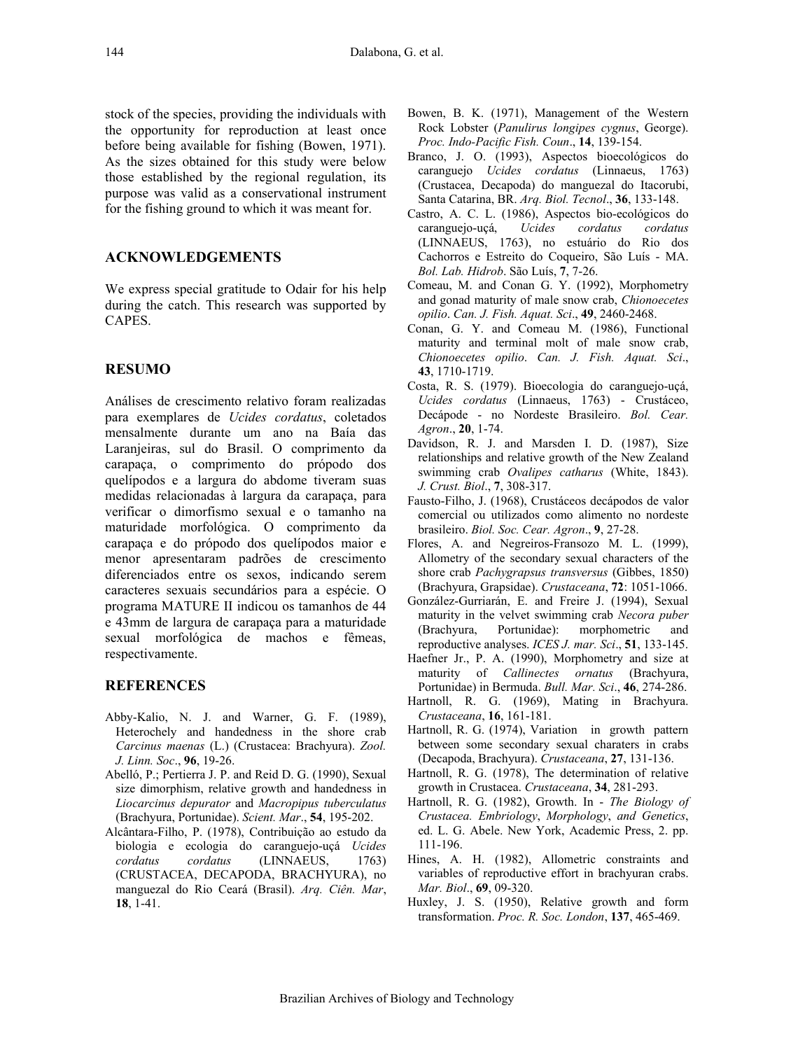stock of the species, providing the individuals with the opportunity for reproduction at least once before being available for fishing (Bowen, 1971). As the sizes obtained for this study were below those established by the regional regulation, its purpose was valid as a conservational instrument for the fishing ground to which it was meant for.

## ACKNOWLEDGEMENTS

We express special gratitude to Odair for his help during the catch. This research was supported by CAPES.

## RESUMO

Análises de crescimento relativo foram realizadas para exemplares de *Ucides cordatus*, coletados mensalmente durante um ano na Baía das Laranjeiras, sul do Brasil. O comprimento da carapaça, o comprimento do própodo dos quelípodos e a largura do abdome tiveram suas medidas relacionadas à largura da carapaça, para verificar o dimorfismo sexual e o tamanho na maturidade morfológica. O comprimento da carapaça e do própodo dos quelípodos maior e menor apresentaram padrões de crescimento diferenciados entre os sexos, indicando serem caracteres sexuais secundários para a espécie. O programa MATURE II indicou os tamanhos de 44 e 43mm de largura de carapaça para a maturidade sexual morfológica de machos e fêmeas, respectivamente.

## REFERENCES

Abby-Kalio, N. J. and Warner, G. F. (1989), Heterochely and handedness in the shore crab *Carcinus maenas* (L.) (Crustacea: Brachyura). *Zool. J. Linn. Soc*., **96**, 19-26.

Abelló, P.; Pertierra J. P. and Reid D. G. (1990), Sexual size dimorphism, relative growth and handedness in *Liocarcinus depurator* and *Macropipus tuberculatus* (Brachyura, Portunidae). *Scient. Mar*., **54**, 195-202.

Alcântara-Filho, P. (1978), Contribuição ao estudo da biologia e ecologia do caranguejo-uçá *Ucides cordatus cordatus* (LINNAEUS, 1763) (CRUSTACEA, DECAPODA, BRACHYURA), no manguezal do Rio Ceará (Brasil). *Arq. Ciên. Mar*, **18**, 1-41.

Bowen, B. K. (1971), Management of the Western Rock Lobster (*Panulirus longipes cygnus*, George). *Proc. Indo-Pacific Fish. Coun*., **14**, 139-154.

Branco, J. O. (1993), Aspectos bioecológicos do caranguejo *Ucides cordatus* (Linnaeus, 1763) (Crustacea, Decapoda) do manguezal do Itacorubi, Santa Catarina, BR. *Arq. Biol. Tecnol*., **36**, 133-148.

Castro, A. C. L. (1986), Aspectos bio-ecológicos do caranguejo-uçá, *Ucides cordatus cordatus* (LINNAEUS, 1763), no estuário do Rio dos Cachorros e Estreito do Coqueiro, São Luís - MA. *Bol. Lab. Hidrob*. São Luís, **7**, 7-26.

Comeau, M. and Conan G. Y. (1992), Morphometry and gonad maturity of male snow crab, *Chionoecetes opilio*. *Can. J. Fish. Aquat. Sci*., **49**, 2460-2468.

Conan, G. Y. and Comeau M. (1986), Functional maturity and terminal molt of male snow crab, *Chionoecetes opilio*. *Can. J. Fish. Aquat. Sci*., **43**, 1710-1719.

Costa, R. S. (1979). Bioecologia do caranguejo-uçá, *Ucides cordatus* (Linnaeus, 1763) - Crustáceo, Decápode - no Nordeste Brasileiro. *Bol. Cear. Agron*., **20**, 1-74.

Davidson, R. J. and Marsden I. D. (1987), Size relationships and relative growth of the New Zealand swimming crab *Ovalipes catharus* (White, 1843). *J. Crust. Biol*., **7**, 308-317.

Fausto-Filho, J. (1968), Crustáceos decápodos de valor comercial ou utilizados como alimento no nordeste brasileiro. *Biol. Soc. Cear. Agron*., **9**, 27-28.

Flores, A. and Negreiros-Fransozo M. L. (1999), Allometry of the secondary sexual characters of the shore crab *Pachygrapsus transversus* (Gibbes, 1850) (Brachyura, Grapsidae). *Crustaceana*, **72**: 1051-1066.

González-Gurriarán, E. and Freire J. (1994), Sexual maturity in the velvet swimming crab *Necora puber* (Brachyura, Portunidae): morphometric and reproductive analyses. *ICES J. mar. Sci*., **51**, 133-145.

Haefner Jr., P. A. (1990), Morphometry and size at maturity of *Callinectes ornatus* (Brachyura, Portunidae) in Bermuda. *Bull. Mar. Sci*., **46**, 274-286.

Hartnoll, R. G. (1969), Mating in Brachyura. *Crustaceana*, **16**, 161-181.

Hartnoll, R. G. (1974), Variation in growth pattern between some secondary sexual charaters in crabs (Decapoda, Brachyura). *Crustaceana*, **27**, 131-136.

Hartnoll, R. G. (1978), The determination of relative growth in Crustacea. *Crustaceana*, **34**, 281-293.

Hartnoll, R. G. (1982), Growth. In - *The Biology of Crustacea. Embriology*, *Morphology*, *and Genetics*, ed. L. G. Abele. New York, Academic Press, 2. pp. 111-196.

Hines, A. H. (1982), Allometric constraints and variables of reproductive effort in brachyuran crabs. *Mar. Biol*., **69**, 09-320.

Huxley, J. S. (1950), Relative growth and form transformation. *Proc. R. Soc. London*, **137**, 465-469.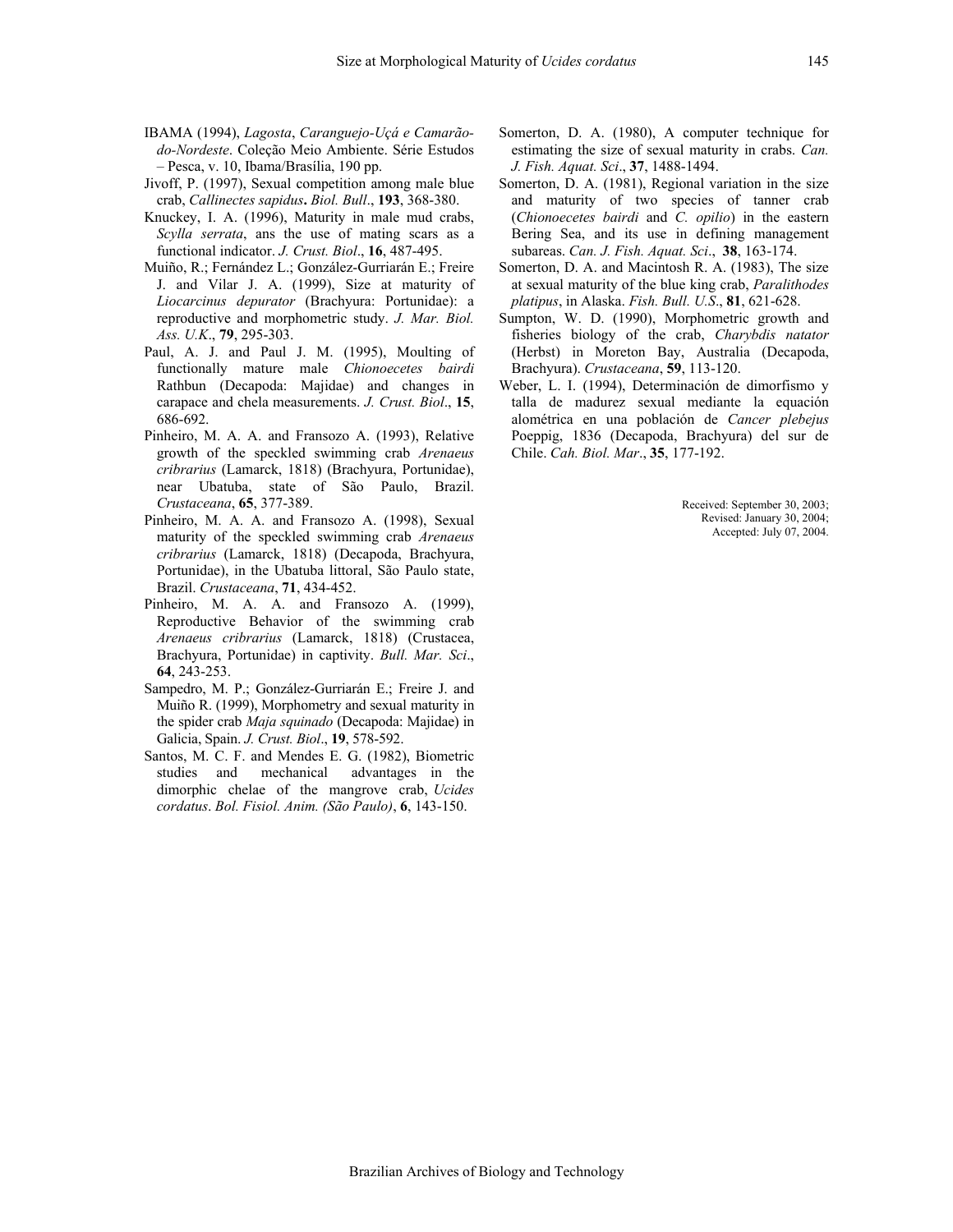IBAMA (1994), *Lagosta*, *Caranguejo-Uçá e Camarão-do-Nordeste*. Coleção Meio Ambiente. Série Estudos – Pesca, v. 10, Ibama/Brasília, 190 pp.

Jivoff, P. (1997), Sexual competition among male blue crab, *Callinectes sapidus***.** *Biol. Bull*., **193**, 368-380.

Knuckey, I. A. (1996), Maturity in male mud crabs, *Scylla serrata*, ans the use of mating scars as a functional indicator. *J. Crust. Biol*., **16**, 487-495.

Muiño, R.; Fernández L.; González-Gurriarán E.; Freire J. and Vilar J. A. (1999), Size at maturity of *Liocarcinus depurator* (Brachyura: Portunidae): a reproductive and morphometric study. *J. Mar. Biol. Ass. U.K*., **79**, 295-303.

Paul, A. J. and Paul J. M. (1995), Moulting of functionally mature male *Chionoecetes bairdi* Rathbun (Decapoda: Majidae) and changes in carapace and chela measurements. *J. Crust. Biol*., **15**, 686-692.

Pinheiro, M. A. A. and Fransozo A. (1993), Relative growth of the speckled swimming crab *Arenaeus cribrarius* (Lamarck, 1818) (Brachyura, Portunidae), near Ubatuba, state of São Paulo, Brazil. *Crustaceana*, **65**, 377-389.

Pinheiro, M. A. A. and Fransozo A. (1998), Sexual maturity of the speckled swimming crab *Arenaeus cribrarius* (Lamarck, 1818) (Decapoda, Brachyura, Portunidae), in the Ubatuba littoral, São Paulo state, Brazil. *Crustaceana*, **71**, 434-452.

Pinheiro, M. A. A. and Fransozo A. (1999), Reproductive Behavior of the swimming crab *Arenaeus cribrarius* (Lamarck, 1818) (Crustacea, Brachyura, Portunidae) in captivity. *Bull. Mar. Sci*., **64**, 243-253.

Sampedro, M. P.; González-Gurriarán E.; Freire J. and Muiño R. (1999), Morphometry and sexual maturity in the spider crab *Maja squinado* (Decapoda: Majidae) in Galicia, Spain. *J. Crust. Biol*., **19**, 578-592.

Santos, M. C. F. and Mendes E. G. (1982), Biometric studies and mechanical advantages in the dimorphic chelae of the mangrove crab, *Ucides cordatus*. *Bol. Fisiol. Anim. (São Paulo)*, **6**, 143-150.

Somerton, D. A. (1980), A computer technique for estimating the size of sexual maturity in crabs. *Can. J. Fish. Aquat. Sci*., **37**, 1488-1494.

Somerton, D. A. (1981), Regional variation in the size and maturity of two species of tanner crab (*Chionoecetes bairdi* and *C. opilio*) in the eastern Bering Sea, and its use in defining management subareas. *Can. J. Fish. Aquat. Sci*., **38**, 163-174.

Somerton, D. A. and Macintosh R. A. (1983), The size at sexual maturity of the blue king crab, *Paralithodes platipus*, in Alaska. *Fish. Bull. U.S*., **81**, 621-628.

Sumpton, W. D. (1990), Morphometric growth and fisheries biology of the crab, *Charybdis natator* (Herbst) in Moreton Bay, Australia (Decapoda, Brachyura). *Crustaceana*, **59**, 113-120.

Weber, L. I. (1994), Determinación de dimorfismo y talla de madurez sexual mediante la equación alométrica en una población de *Cancer plebejus* Poeppig, 1836 (Decapoda, Brachyura) del sur de Chile. *Cah. Biol. Mar*., **35**, 177-192.

Received: September 30, 2003;
Revised: January 30, 2004;
Accepted: July 07, 2004.